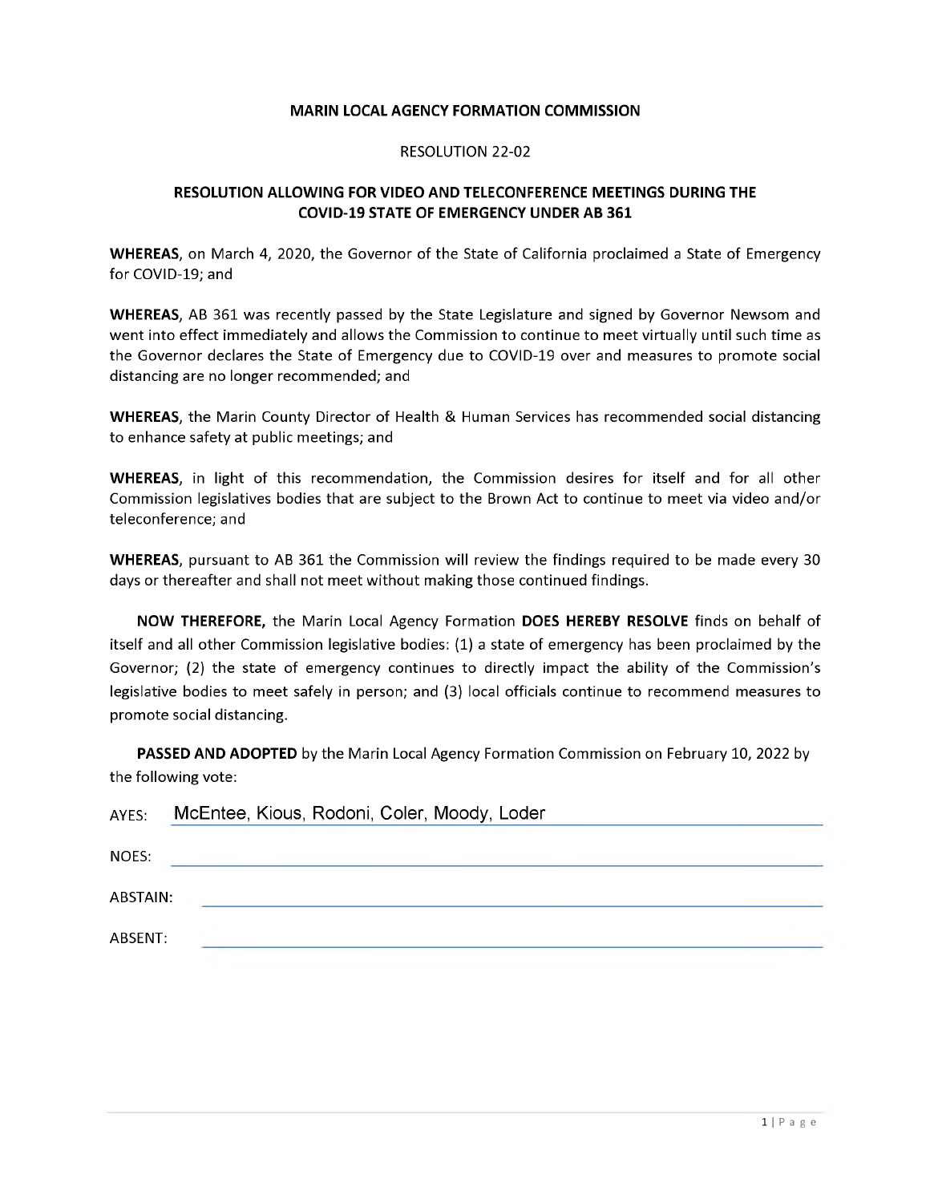**MARIN LOCAL AGENCY FORMATION COMMISSION**

RESOLUTION 22-02

**RESOLUTION ALLOWING FOR VIDEO AND TELECONFERENCE MEETINGS DURING THE COVID-19 STATE OF EMERGENCY UNDER AB 361**

**WHEREAS**, on March 4, 2020, the Governor of the State of California proclaimed a State of Emergency for COVID-19; and

**WHEREAS**, AB 361 was recently passed by the State Legislature and signed by Governor Newsom and went into effect immediately and allows the Commission to continue to meet virtually until such time as the Governor declares the State of Emergency due to COVID-19 over and measures to promote social distancing are no longer recommended; and

**WHEREAS**, the Marin County Director of Health & Human Services has recommended social distancing to enhance safety at public meetings; and

**WHEREAS**, in light of this recommendation, the Commission desires for itself and for all other Commission legislatives bodies that are subject to the Brown Act to continue to meet via video and/or teleconference; and

**WHEREAS**, pursuant to AB 361 the Commission will review the findings required to be made every 30 days or thereafter and shall not meet without making those continued findings.

**NOW THEREFORE,** the Marin Local Agency Formation **DOES HEREBY RESOLVE** finds on behalf of itself and all other Commission legislative bodies: (1) a state of emergency has been proclaimed by the Governor; (2) the state of emergency continues to directly impact the ability of the Commission's legislative bodies to meet safely in person; and (3) local officials continue to recommend measures to promote social distancing.

**PASSED AND ADOPTED** by the Marin Local Agency Formation Commission on February 10, 2022 by the following vote:

AYES: McEntee, Kious, Rodoni, Coler, Moody, Loder

NOES:

ABSTAIN:

ABSENT: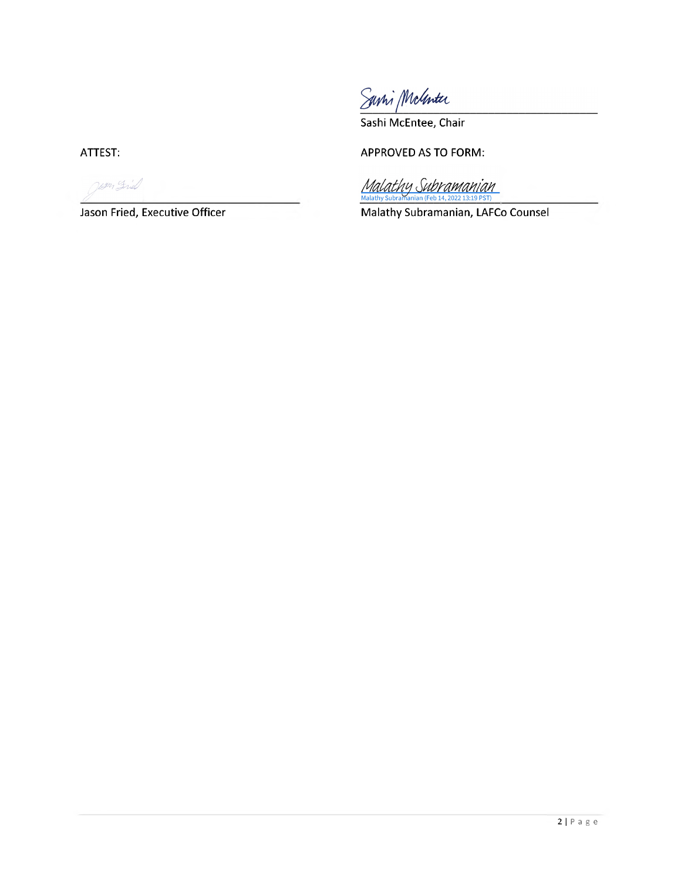Sashi McEntee, Chair

ATTEST:

Jason Fried, Executive Officer

APPROVED AS TO FORM:

Malathy Subramanian (Feb 14, 2022 13:19 PST)

Malathy Subramanian, LAFCo Counsel